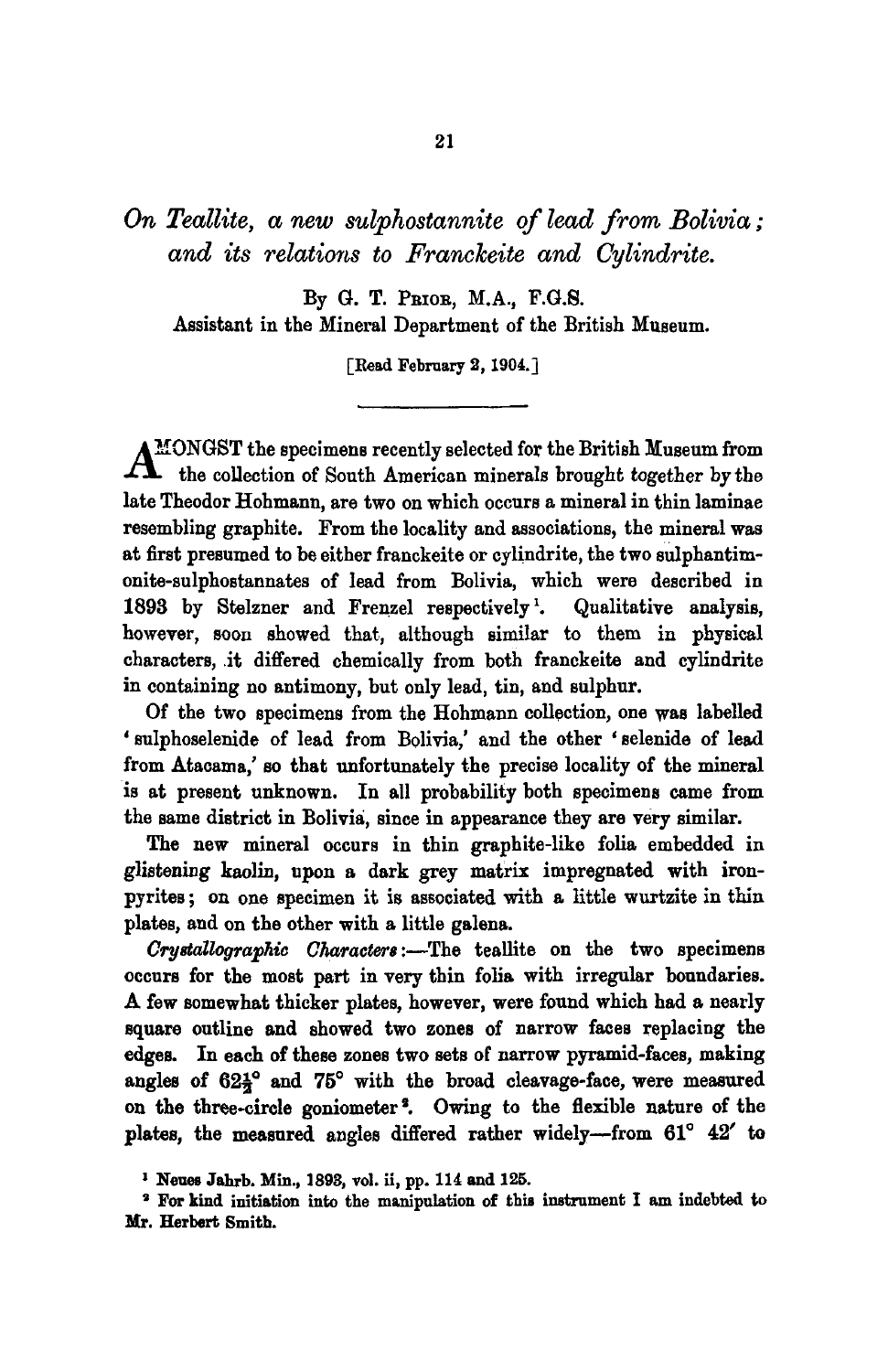# *On Teallite, a new sulphostannite of lead from Bolivia; and its relations to Franckeite and Cylindrite.*

By G. T. Prior, M.A., F.G.S.

Assistant in the Mineral Department of the British Museum.

[Read February 2, 1904.]

AMONGST the specimens recently selected for the British Museum from the collection of South American minerals brought together by the late Theodor Hohmann, are two on which occurs a mineral in thin laminae resembling graphite. From the locality and associations, the mineral was at first presumed to be either franckeite or cylindrite, the two sulphantimonite-sulphostannates of lead from Bolivia, which were described in 1893 by Stelzner and Frenzel respectively[1]. Qualitative analysis, however, soon showed that, although similar to them in physical characters, it differed chemically from both franckeite and cylindrite in containing no antimony, but only lead, tin, and sulphur.

Of the two specimens from the Hohmann collection, one was labelled 'sulphoselenide of lead from Bolivia,' and the other 'selenide of lead from Atacama,' so that unfortunately the precise locality of the mineral is at present unknown. In all probability both specimens came from the same district in Bolivia, since in appearance they are very similar.

The new mineral occurs in thin graphite-like folia embedded in glistening kaolin, upon a dark grey matrix impregnated with iron-pyrites; on one specimen it is associated with a little wurtzite in thin plates, and on the other with a little galena.

*Crystallographic Characters*:—The teallite on the two specimens occurs for the most part in very thin folia with irregular boundaries. A few somewhat thicker plates, however, were found which had a nearly square outline and showed two zones of narrow faces replacing the edges. In each of these zones two sets of narrow pyramid-faces, making angles of 62½° and 75° with the broad cleavage-face, were measured on the three-circle goniometer[2]. Owing to the flexible nature of the plates, the measured angles differed rather widely—from 61° 42′ to

[1] Neues Jahrb. Min., 1893, vol. ii, pp. 114 and 125.

[2] For kind initiation into the manipulation of this instrument I am indebted to Mr. Herbert Smith.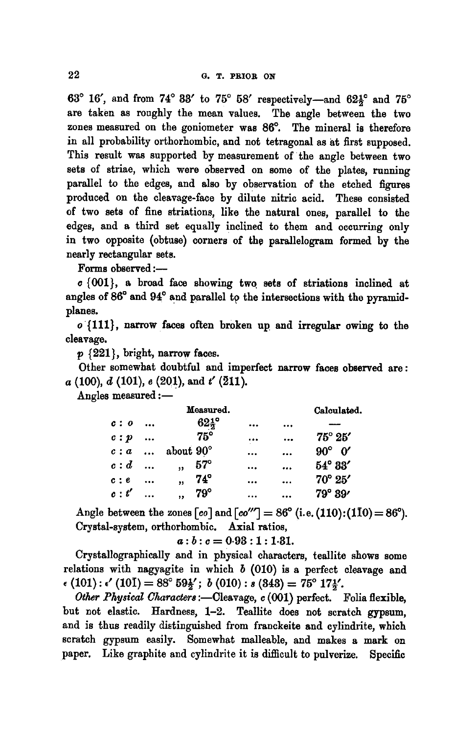63° 16′, and from 74° 33′ to 75° 58′ respectively—and 62½° and 75° are taken as roughly the mean values. The angle between the two zones measured on the goniometer was 86°. The mineral is therefore in all probability orthorhombic, and not tetragonal as at first supposed. This result was supported by measurement of the angle between two sets of striae, which were observed on some of the plates, running parallel to the edges, and also by observation of the etched figures produced on the cleavage-face by dilute nitric acid. These consisted of two sets of fine striations, like the natural ones, parallel to the edges, and a third set equally inclined to them and occurring only in two opposite (obtuse) corners of the parallelogram formed by the nearly rectangular sets.

Forms observed:—

*c* {001}, a broad face showing two sets of striations inclined at angles of 86° and 94° and parallel to the intersections with the pyramid-planes.

*o* {111}, narrow faces often broken up and irregular owing to the cleavage.

*p* {221}, bright, narrow faces.

Other somewhat doubtful and imperfect narrow faces observed are: *a* (100), *d* (101), *e* (201), and *t′* ($\bar{2}$11).

Angles measured:—

| | Measured. | Calculated. |
|---|---|---|
| *c* : *o* | 62½° | — |
| *c* : *p* | 75° | 75° 25′ |
| *c* : *a* | about 90° | 90° 0′ |
| *c* : *d* | „ 57° | 54° 33′ |
| *c* : *e* | „ 74° | 70° 25′ |
| *c* : *t′* | „ 79° | 79° 39′ |

Angle between the zones [*co*] and [*co‴*] = 86° (i.e. (110):(1$\bar{1}$0) = 86°).

Crystal-system, orthorhombic. Axial ratios,

$$a : b : c = 0{\cdot}93 : 1 : 1{\cdot}31.$$

Crystallographically and in physical characters, teallite shows some relations with nagyagite in which *b* (010) is a perfect cleavage and *ϵ* (101) : *ϵ′* (10$\bar{1}$) = 88° 59½′; *b* (010) : *s* (343) = 75° 17½′.

*Other Physical Characters*:—Cleavage, *c* (001) perfect. Folia flexible, but not elastic. Hardness, 1–2. Teallite does not scratch gypsum, and is thus readily distinguished from franckeite and cylindrite, which scratch gypsum easily. Somewhat malleable, and makes a mark on paper. Like graphite and cylindrite it is difficult to pulverize. Specific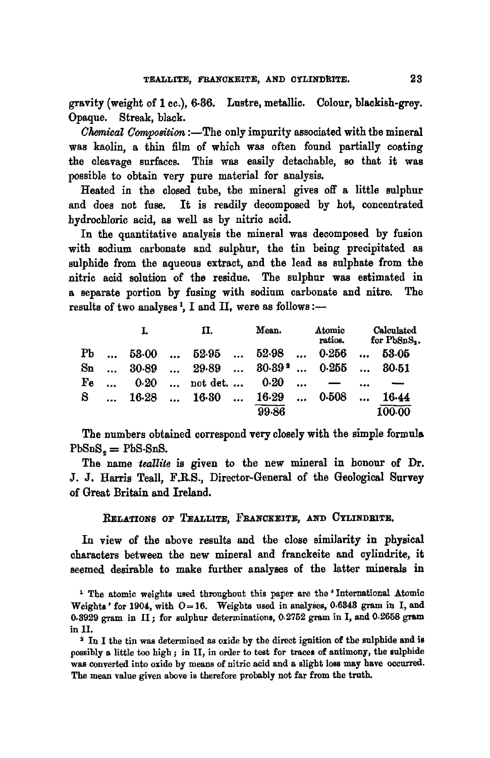gravity (weight of 1 cc.), 6·36. Lustre, metallic. Colour, blackish-grey. Opaque. Streak, black.

*Chemical Composition*:—The only impurity associated with the mineral was kaolin, a thin film of which was often found partially coating the cleavage surfaces. This was easily detachable, so that it was possible to obtain very pure material for analysis.

Heated in the closed tube, the mineral gives off a little sulphur and does not fuse. It is readily decomposed by hot, concentrated hydrochloric acid, as well as by nitric acid.

In the quantitative analysis the mineral was decomposed by fusion with sodium carbonate and sulphur, the tin being precipitated as sulphide from the aqueous extract, and the lead as sulphate from the nitric acid solution of the residue. The sulphur was estimated in a separate portion by fusing with sodium carbonate and nitre. The results of two analyses [1], I and II, were as follows:—

| | I. | II. | Mean. | Atomic ratios. | Calculated for $PbSnS_2$. |
|---|---|---|---|---|---|
| Pb | 53·00 | 52·95 | 52·98 | 0·256 | 53·05 |
| Sn | 30·89 | 29·89 | 30·39 [2] | 0·255 | 30·51 |
| Fe | 0·20 | not det. | 0·20 | — | — |
| S | 16·28 | 16·30 | 16·29 | 0·508 | 16·44 |
| | | | 99·86 | | 100·00 |

The numbers obtained correspond very closely with the simple formula $PbSnS_2 = PbS \cdot SnS$.

The name *teallite* is given to the new mineral in honour of Dr. J. J. Harris Teall, F.R.S., Director-General of the Geological Survey of Great Britain and Ireland.

## Relations of Teallite, Franckeite, and Cylindrite.

In view of the above results and the close similarity in physical characters between the new mineral and franckeite and cylindrite, it seemed desirable to make further analyses of the latter minerals in

[1] The atomic weights used throughout this paper are the 'International Atomic Weights' for 1904, with O = 16. Weights used in analyses, 0·6343 gram in I, and 0·3929 gram in II; for sulphur determinations, 0·2752 gram in I, and 0·2658 gram in II.

[2] In I the tin was determined as oxide by the direct ignition of the sulphide and is possibly a little too high; in II, in order to test for traces of antimony, the sulphide was converted into oxide by means of nitric acid and a slight loss may have occurred. The mean value given above is therefore probably not far from the truth.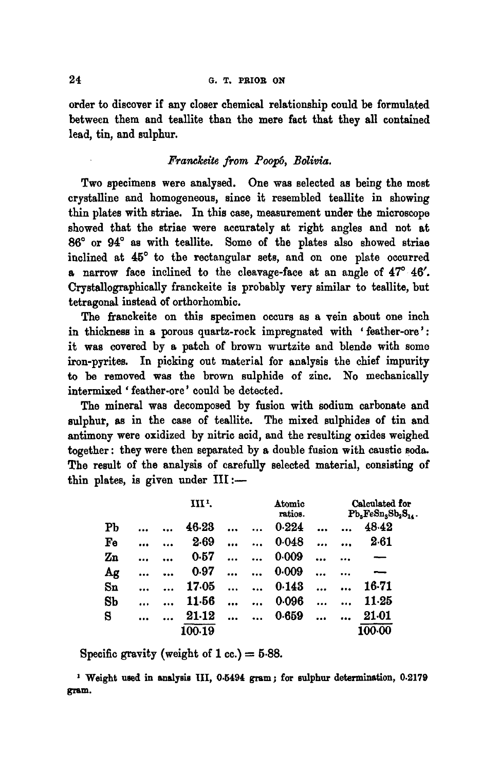order to discover if any closer chemical relationship could be formulated between them and teallite than the mere fact that they all contained lead, tin, and sulphur.

### *Franckeite from Poopó, Bolivia.*

Two specimens were analysed. One was selected as being the most crystalline and homogeneous, since it resembled teallite in showing thin plates with striae. In this case, measurement under the microscope showed that the striae were accurately at right angles and not at 86° or 94° as with teallite. Some of the plates also showed striae inclined at 45° to the rectangular sets, and on one plate occurred a narrow face inclined to the cleavage-face at an angle of 47° 46′. Crystallographically franckeite is probably very similar to teallite, but tetragonal instead of orthorhombic.

The franckeite on this specimen occurs as a vein about one inch in thickness in a porous quartz-rock impregnated with 'feather-ore': it was covered by a patch of brown wurtzite and blende with some iron-pyrites. In picking out material for analysis the chief impurity to be removed was the brown sulphide of zinc. No mechanically intermixed 'feather-ore' could be detected.

The mineral was decomposed by fusion with sodium carbonate and sulphur, as in the case of teallite. The mixed sulphides of tin and antimony were oxidized by nitric acid, and the resulting oxides weighed together: they were then separated by a double fusion with caustic soda. The result of the analysis of carefully selected material, consisting of thin plates, is given under III:—

| | III[1]. | Atomic ratios. | Calculated for $Pb_5FeSn_3Sb_2S_{14}$. |
|---|---|---|---|
| Pb | 46·23 | 0·224 | 48·42 |
| Fe | 2·69 | 0·048 | 2·61 |
| Zn | 0·57 | 0·009 | — |
| Ag | 0·97 | 0·009 | — |
| Sn | 17·05 | 0·143 | 16·71 |
| Sb | 11·56 | 0·096 | 11·25 |
| S | 21·12 | 0·659 | 21·01 |
| | 100·19 | | 100·00 |

Specific gravity (weight of 1 cc.) = 5·88.

[1] Weight used in analysis III, 0·5494 gram; for sulphur determination, 0·2179 gram.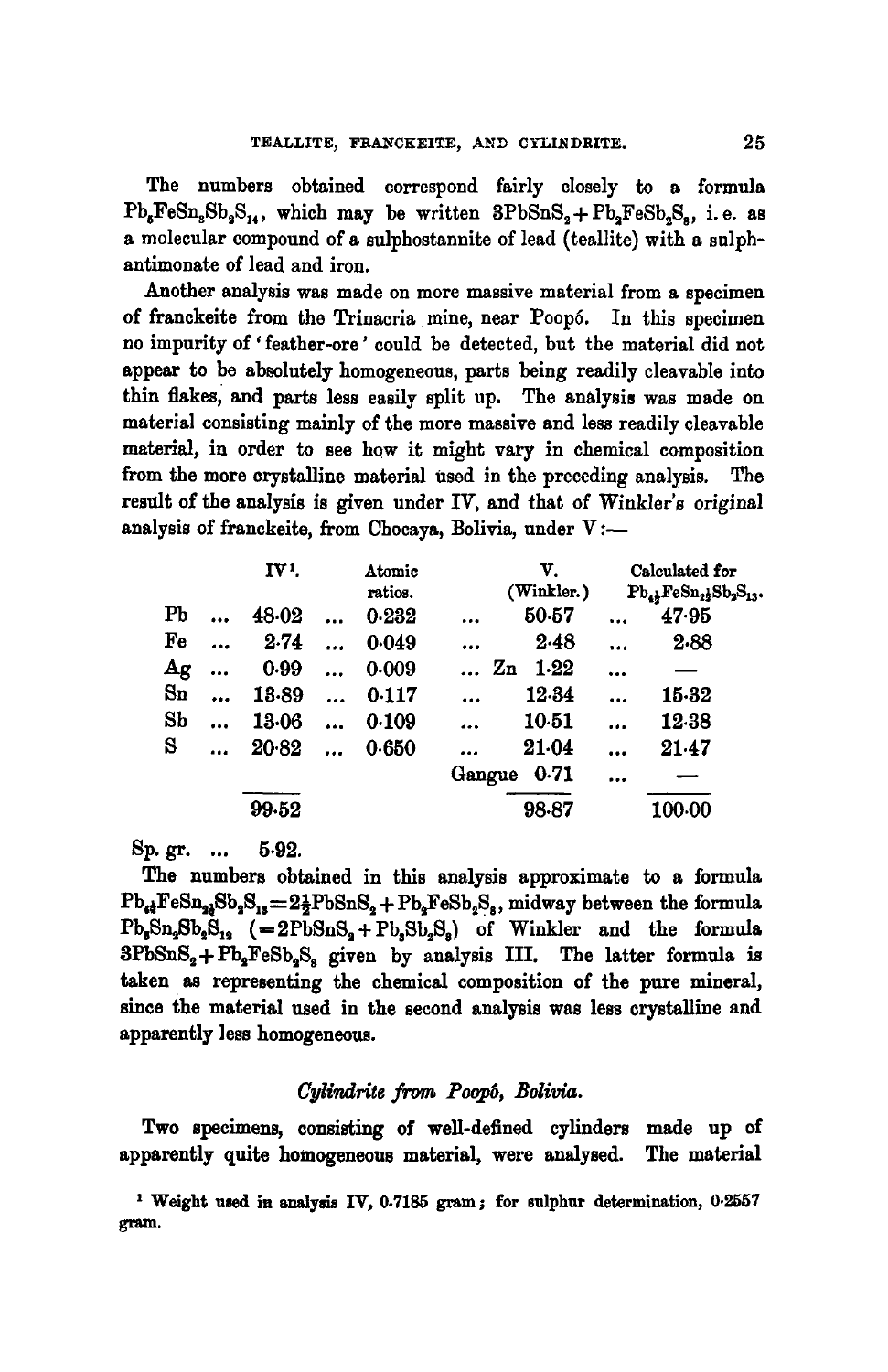The numbers obtained correspond fairly closely to a formula $Pb_5FeSn_3Sb_2S_{14}$, which may be written $3PbSnS_2 + Pb_2FeSb_2S_8$, i.e. as a molecular compound of a sulphostannite of lead (teallite) with a sulphantimonate of lead and iron.

Another analysis was made on more massive material from a specimen of franckeite from the Trinacria mine, near Poopó. In this specimen no impurity of 'feather-ore' could be detected, but the material did not appear to be absolutely homogeneous, parts being readily cleavable into thin flakes, and parts less easily split up. The analysis was made on material consisting mainly of the more massive and less readily cleavable material, in order to see how it might vary in chemical composition from the more crystalline material used in the preceding analysis. The result of the analysis is given under IV, and that of Winkler's original analysis of franckeite, from Chocaya, Bolivia, under V:—

| | IV[1]. | Atomic ratios. | | V. (Winkler.) | Calculated for $Pb_{4\frac{1}{2}}FeSn_{2\frac{1}{2}}Sb_2S_{13}$. |
|---|---|---|---|---|---|
| Pb | 48·02 | 0·232 | | 50·57 | 47·95 |
| Fe | 2·74 | 0·049 | | 2·48 | 2·88 |
| Ag | 0·99 | 0·009 | Zn | 1·22 | — |
| Sn | 13·89 | 0·117 | | 12·34 | 15·32 |
| Sb | 13·06 | 0·109 | | 10·51 | 12·38 |
| S | 20·82 | 0·650 | | 21·04 | 21·47 |
| | | | Gangue | 0·71 | — |
| | 99·52 | | | 98·87 | 100·00 |

Sp. gr. ... 5·92.

The numbers obtained in this analysis approximate to a formula $Pb_{4\frac{1}{2}}FeSn_{2\frac{1}{2}}Sb_2S_{13} = 2\frac{1}{2}PbSnS_2 + Pb_2FeSb_2S_8$, midway between the formula $Pb_5Sn_2Sb_2S_{12}$ ($= 2PbSnS_2 + Pb_3Sb_2S_8$) of Winkler and the formula $3PbSnS_2 + Pb_2FeSb_2S_8$ given by analysis III. The latter formula is taken as representing the chemical composition of the pure mineral, since the material used in the second analysis was less crystalline and apparently less homogeneous.

### *Cylindrite from Poopó, Bolivia.*

Two specimens, consisting of well-defined cylinders made up of apparently quite homogeneous material, were analysed. The material

[1] Weight used in analysis IV, 0·7185 gram; for sulphur determination, 0·2557 gram.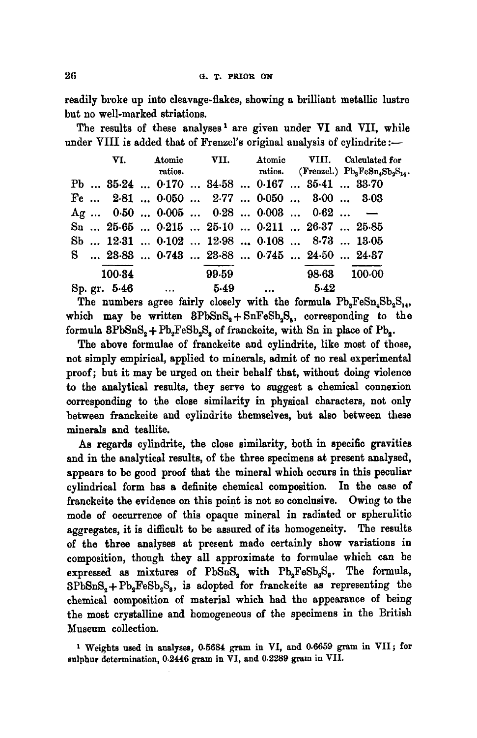readily broke up into cleavage-flakes, showing a brilliant metallic lustre but no well-marked striations.

The results of these analyses[1] are given under VI and VII, while under VIII is added that of Frenzel's original analysis of cylindrite:—

| | VI. | Atomic ratios. | VII. | Atomic ratios. | VIII. (Frenzel.) | Calculated for $Pb_3FeSn_4Sb_2S_{14}$. |
|---|---|---|---|---|---|---|
| Pb | 35·24 | 0·170 | 34·58 | 0·167 | 35·41 | 33·70 |
| Fe | 2·81 | 0·050 | 2·77 | 0·050 | 3·00 | 3·03 |
| Ag | 0·50 | 0·005 | 0·28 | 0·003 | 0·62 | — |
| Sn | 25·65 | 0·215 | 25·10 | 0·211 | 26·37 | 25·85 |
| Sb | 12·31 | 0·102 | 12·98 | 0·108 | 8·73 | 13·05 |
| S | 23·83 | 0·743 | 23·88 | 0·745 | 24·50 | 24·37 |
| | 100·34 | | 99·59 | | 98·63 | 100·00 |
| Sp. gr. | 5·46 | ... | 5·49 | ... | 5·42 | |

The numbers agree fairly closely with the formula $Pb_3FeSn_4Sb_2S_{14}$, which may be written $3PbSnS_2 + SnFeSb_2S_8$, corresponding to the formula $3PbSnS_2 + Pb_2FeSb_2S_8$ of franckeite, with Sn in place of $Pb_2$.

The above formulae of franckeite and cylindrite, like most of those, not simply empirical, applied to minerals, admit of no real experimental proof; but it may be urged on their behalf that, without doing violence to the analytical results, they serve to suggest a chemical connexion corresponding to the close similarity in physical characters, not only between franckeite and cylindrite themselves, but also between these minerals and teallite.

As regards cylindrite, the close similarity, both in specific gravities and in the analytical results, of the three specimens at present analysed, appears to be good proof that the mineral which occurs in this peculiar cylindrical form has a definite chemical composition. In the case of franckeite the evidence on this point is not so conclusive. Owing to the mode of occurrence of this opaque mineral in radiated or spherulitic aggregates, it is difficult to be assured of its homogeneity. The results of the three analyses at present made certainly show variations in composition, though they all approximate to formulae which can be expressed as mixtures of $PbSnS_2$ with $Pb_2FeSb_2S_8$. The formula, $3PbSnS_2 + Pb_2FeSb_2S_8$, is adopted for franckeite as representing the chemical composition of material which had the appearance of being the most crystalline and homogeneous of the specimens in the British Museum collection.

[1] Weights used in analyses, 0·5684 gram in VI, and 0·6659 gram in VII; for sulphur determination, 0·2446 gram in VI, and 0·2289 gram in VII.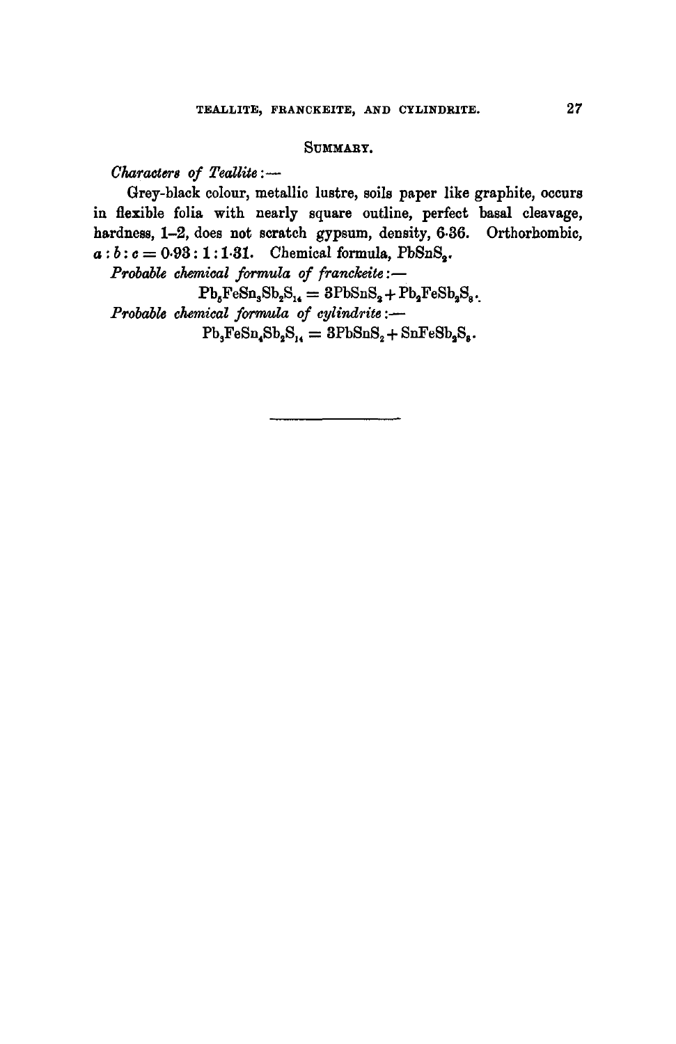## Summary.

*Characters of Teallite*:—

Grey-black colour, metallic lustre, soils paper like graphite, occurs in flexible folia with nearly square outline, perfect basal cleavage, hardness, 1–2, does not scratch gypsum, density, 6·36. Orthorhombic, $a : b : c = 0{\cdot}93 : 1 : 1{\cdot}31$. Chemical formula, $PbSnS_2$.

*Probable chemical formula of franckeite*:—

$$Pb_5FeSn_3Sb_2S_{14} = 3PbSnS_2 + Pb_2FeSb_2S_8.$$

*Probable chemical formula of cylindrite*:—

$$Pb_3FeSn_4Sb_2S_{14} = 3PbSnS_2 + SnFeSb_2S_8.$$